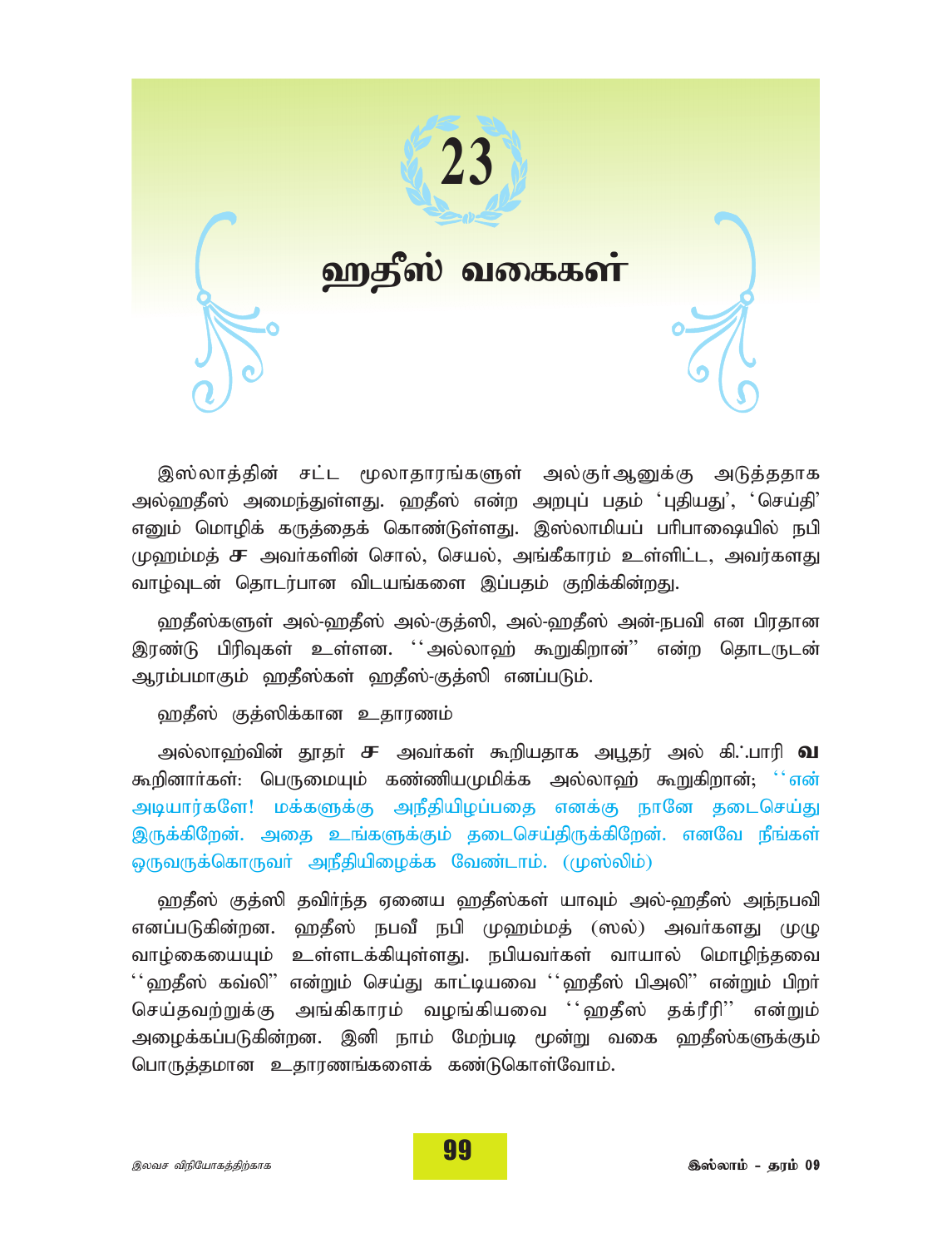# 23

# ஹதீஸ் வகைகள்

இஸ்லாத்தின் சட்ட மூலாதாரங்களுள் அல்குர்ஆனுக்கு அடுத்ததாக அல்ஹதீஸ் அமைந்துள்ளது. ஹதீஸ் என்ற அறபுப் பதம் 'புதியது', 'செய்தி' எனும் மொழிக் கருத்தைக் கொண்டுள்ளது. இஸ்லாமியப் பரிபாஷையில் நபி முஹம்மத் ஸ அவர்களின் சொல், செயல், அங்கீகாரம் உள்ளிட்ட, அவர்களது வாழ்வுடன் தொடர்பான விடயங்களை இப்பதம் குறிக்கின்றது.

ஹதீஸ்களுள் அல்-ஹதீஸ் அல்-குத்ஸி, அல்-ஹதீஸ் அன்-நபவி என பிரதான இரண்டு பிரிவுகள் உள்ளன. ''அல்லாஹ் கூறுகிறான்'' என்ற தொடருடன் ஆரம்பமாகும் ஹதீஸ்கள் ஹதீஸ்-குத்ஸி எனப்படும்.

ஹதீஸ் குத்ஸிக்கான உதாரணம்

அல்லாஹ்வின் தூதர் ஸ அவர்கள் கூறியதாக அபூதர் அல் கிஃபாரி **ரழி** கூறினார்கள்: பெருமையும் கண்ணியமுமிக்க அல்லாஹ் கூறுகிறான்; ''என் அடியார்களே! மக்களுக்கு அநீதியிழைப்பதை எனக்கு நானே தடைசெய்து இருக்கிறேன். அதை உங்களுக்கும் தடைசெய்திருக்கிறேன். எனவே நீங்கள் ஒருவருக்கொருவர் அநீதியிழைக்க வேண்டாம். (முஸ்லிம்)

ஹதீஸ் குத்ஸி தவிர்ந்த ஏனைய ஹதீஸ்கள் யாவும் அல்-ஹதீஸ் அந்நபவி எனப்படுகின்றன. ஹதீஸ் நபவீ நபி முஹம்மத் (ஸல்) அவர்களது முழு வாழ்கையையும் உள்ளடக்கியுள்ளது. நபியவர்கள் வாயால் மொழிந்தவை ''ஹதீஸ் கவ்லி'' என்றும் செய்து காட்டியவை ''ஹதீஸ் பிஅலி'' என்றும் பிறர் செய்தவற்றுக்கு அங்கிகாரம் வழங்கியவை ''ஹதீஸ் தக்ரீரி'' என்றும் அழைக்கப்படுகின்றன. இனி நாம் மேற்படி மூன்று வகை ஹதீஸ்களுக்கும் பொருத்தமான உதாரணங்களைக் கண்டுகொள்வோம்.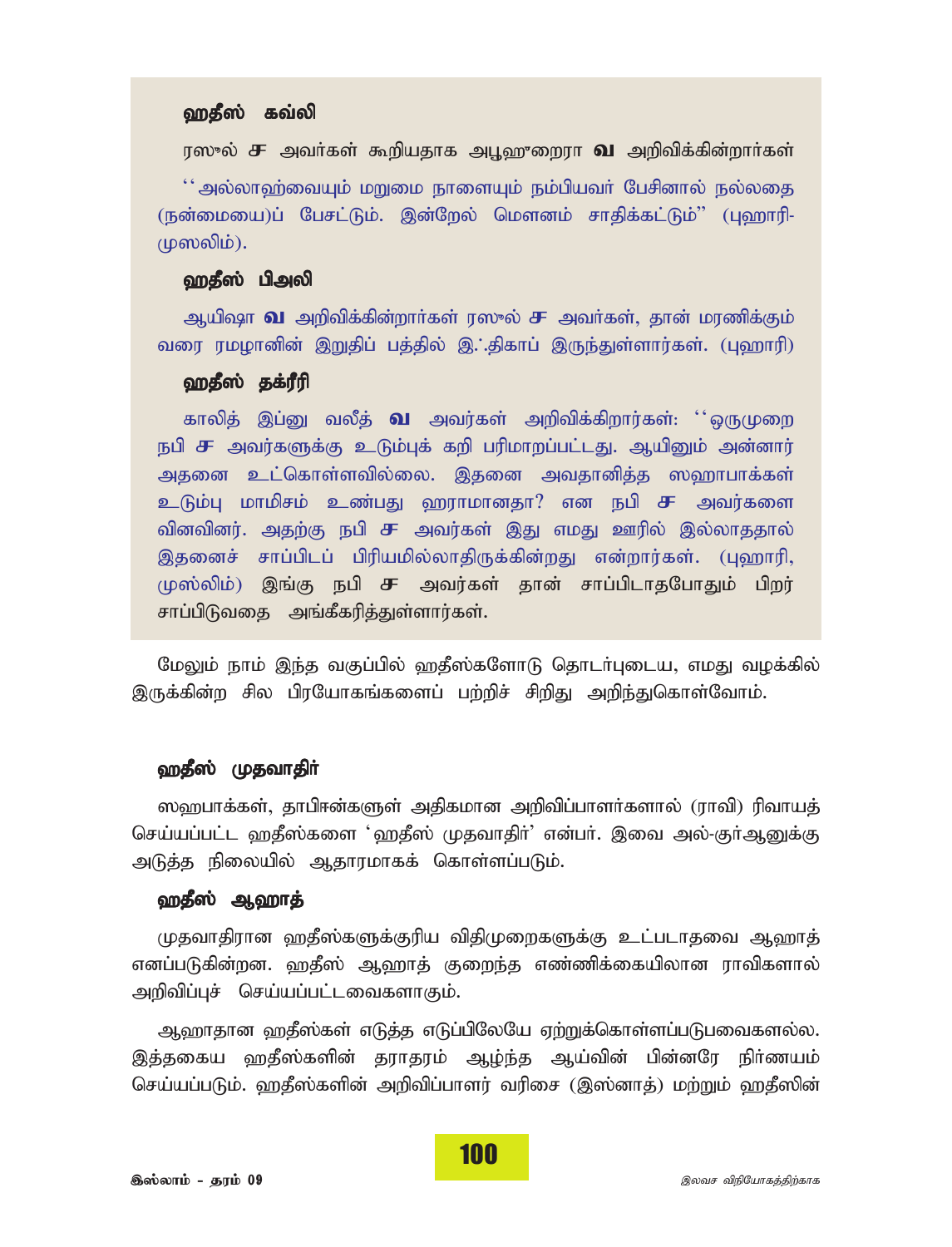### ஹதீஸ் கவ்லி

ரஸூல் ﷺ அவர்கள் கூறியதாக அபூஹுறைறா **رضي الله عنه** அறிவிக்கின்றார்கள்

''அல்லாஹ்வையும் மறுமை நாளையும் நம்பியவர் பேசினால் நல்லதை (நன்மையைப்) பேசட்டும். இன்றேல் மௌனம் சாதிக்கட்டும்'' (புஹாரி-முஸலிம்).

### ஹதீஸ் பிஅலி

ஆயிஷா **رضي الله عنها** அறிவிக்கின்றார்கள் ரஸூல் ﷺ அவர்கள், தான் மரணிக்கும் வரை ரமழானின் இறுதிப் பத்தில் இஃதிகாப் இருந்துள்ளார்கள். (புஹாரி)

### ஹதீஸ் தக்ரீரி

காலித் இப்னு வலீத் **رضي الله عنه** அவர்கள் அறிவிக்கிறார்கள்: ''ஒருமுறை நபி ﷺ அவர்களுக்கு உடும்புக் கறி பரிமாறப்பட்டது. ஆயினும் அன்னார் அதனை உட்கொள்ளவில்லை. இதனை அவதானித்த ஸஹாபாக்கள் உடும்பு மாமிசம் உண்பது ஹராமானதா? என நபி ﷺ அவர்களை வினவினர். அதற்கு நபி ﷺ அவர்கள் இது எமது ஊரில் இல்லாததால் இதனைச் சாப்பிடப் பிரியமில்லாதிருக்கின்றது என்றார்கள். (புஹாரி, முஸ்லிம்) இங்கு நபி ﷺ அவர்கள் தான் சாப்பிடாதபோதும் பிறர் சாப்பிடுவதை அங்கீகரித்துள்ளார்கள்.

மேலும் நாம் இந்த வகுப்பில் ஹதீஸ்களோடு தொடர்புடைய, எமது வழக்கில் இருக்கின்ற சில பிரயோகங்களைப் பற்றிச் சிறிது அறிந்துகொள்வோம்.

### ஹதீஸ் முதவாதிர்

ஸஹபாக்கள், தாபிஈன்களுள் அதிகமான அறிவிப்பாளர்களால் (ராவி) ரிவாயத் செய்யப்பட்ட ஹதீஸ்களை 'ஹதீஸ் முதவாதிர்' என்பர். இவை அல்-குர்ஆனுக்கு அடுத்த நிலையில் ஆதாரமாகக் கொள்ளப்படும்.

### ஹதீஸ் ஆஹாத்

முதவாதிரான ஹதீஸ்களுக்குரிய விதிமுறைகளுக்கு உட்படாதவை ஆஹாத் எனப்படுகின்றன. ஹதீஸ் ஆஹாத் குறைந்த எண்ணிக்கையிலான ராவிகளால் அறிவிப்புச் செய்யப்பட்டவைகளாகும்.

ஆஹாதான ஹதீஸ்கள் எடுத்த எடுப்பிலேயே ஏற்றுக்கொள்ளப்படுபவைகளல்ல. இத்தகைய ஹதீஸ்களின் தராதரம் ஆழ்ந்த ஆய்வின் பின்னரே நிர்ணயம் செய்யப்படும். ஹதீஸ்களின் அறிவிப்பாளர் வரிசை (இஸ்னாத்) மற்றும் ஹதீஸின்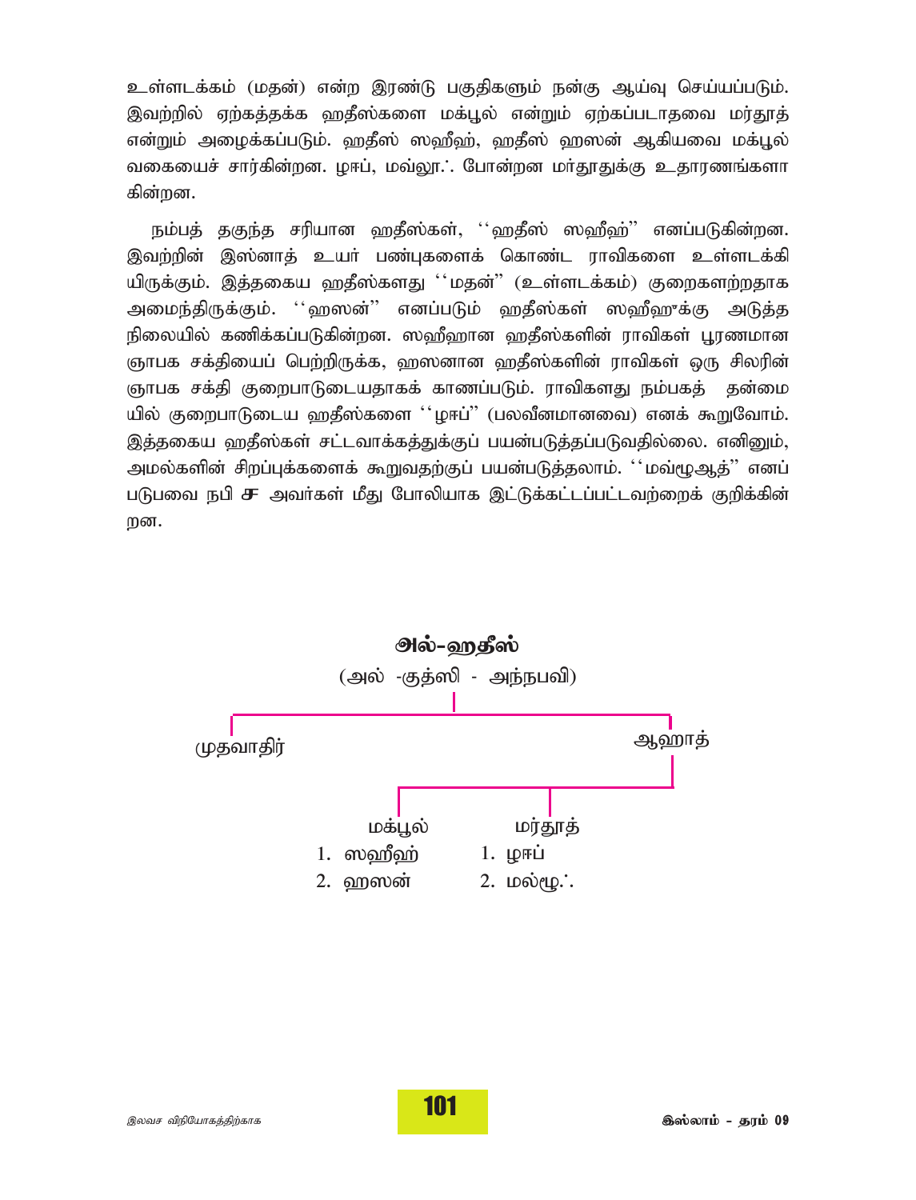உள்ளடக்கம் (மதன்) என்ற இரண்டு பகுதிகளும் நன்கு ஆய்வு செய்யப்படும். இவற்றில் ஏற்கத்தக்க ஹதீஸ்களை மக்பூல் என்றும் ஏற்கப்படாதவை மர்தூத் என்றும் அழைக்கப்படும். ஹதீஸ் ஸஹீஹ், ஹதீஸ் ஹஸன் ஆகியவை மக்பூல் வகையைச் சார்கின்றன. ழஈப், மவ்லூ∴ போன்றன மர்தூதுக்கு உதாரணங்களாகின்றன.

நம்பத் தகுந்த சரியான ஹதீஸ்கள், ''ஹதீஸ் ஸஹீஹ்'' எனப்படுகின்றன. இவற்றின் இஸ்னாத் உயர் பண்புகளைக் கொண்ட ராவிகளை உள்ளடக்கியிருக்கும். இத்தகைய ஹதீஸ்களது ''மதன்'' (உள்ளடக்கம்) குறைகளற்றதாக அமைந்திருக்கும். ''ஹஸன்'' எனப்படும் ஹதீஸ்கள் ஸஹீஹுக்கு அடுத்த நிலையில் கணிக்கப்படுகின்றன. ஸஹீஹான ஹதீஸ்களின் ராவிகள் பூரணமான ஞாபக சக்தியைப் பெற்றிருக்க, ஹஸனான ஹதீஸ்களின் ராவிகள் ஒரு சிலரின் ஞாபக சக்தி குறைபாடுடையதாகக் காணப்படும். ராவிகளது நம்பகத் தன்மையில் குறைபாடுடைய ஹதீஸ்களை ''ழஈப்'' (பலவீனமானவை) எனக் கூறுவோம். இத்தகைய ஹதீஸ்கள் சட்டவாக்கத்துக்குப் பயன்படுத்தப்படுவதில்லை. எனினும், அமல்களின் சிறப்புக்களைக் கூறுவதற்குப் பயன்படுத்தலாம். ''மவ்ழூஆத்'' எனப்படுபவை நபி ஸல் அவர்கள் மீது போலியாக இட்டுக்கட்டப்பட்டவற்றைக் குறிக்கின்றன.

**அல்-ஹதீஸ்**

(அல் -குத்ஸி - அந்நபவி)

- முதவாதிர்
- ஆஹாத்
  - மக்பூல்
    1. ஸஹீஹ்
    2. ஹஸன்
  - மர்தூத்
    1. ழஈப்
    2. மல்ழூ∴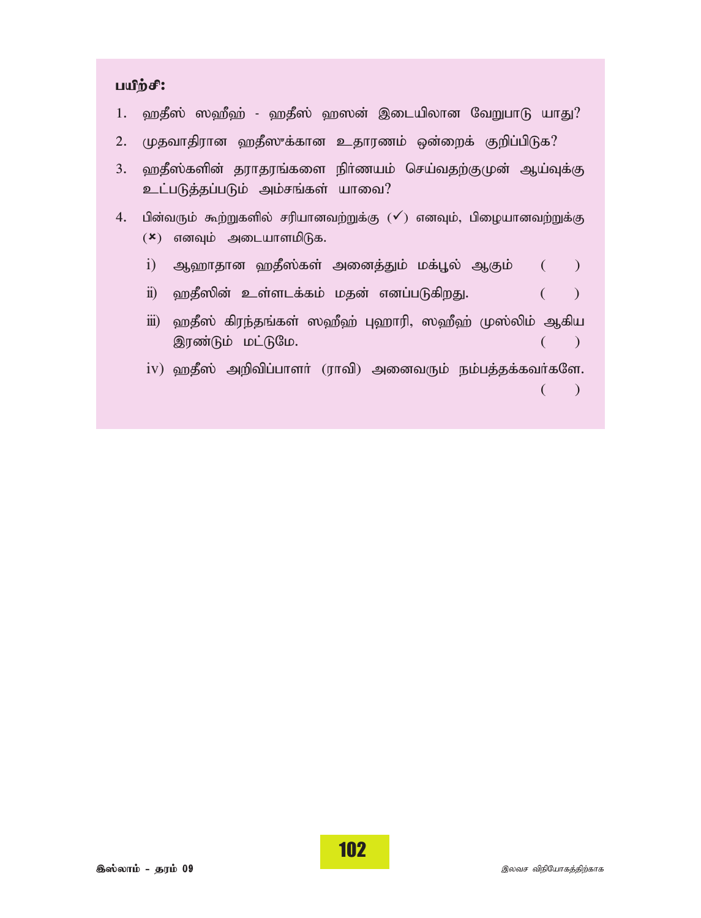**பயிற்சி:**

1. ஹதீஸ் ஸஹீஹ் - ஹதீஸ் ஹஸன் இடையிலான வேறுபாடு யாது?
2. முதவாதிரான ஹதீஸுக்கான உதாரணம் ஒன்றைக் குறிப்பிடுக?
3. ஹதீஸ்களின் தராதரங்களை நிர்ணயம் செய்வதற்குமுன் ஆய்வுக்கு உட்படுத்தப்படும் அம்சங்கள் யாவை?
4. பின்வரும் கூற்றுகளில் சரியானவற்றுக்கு (✓) எனவும், பிழையானவற்றுக்கு (✗) எனவும் அடையாளமிடுக.

   i) ஆஹாதான ஹதீஸ்கள் அனைத்தும் மக்பூல் ஆகும் ( )

   ii) ஹதீஸின் உள்ளடக்கம் மதன் எனப்படுகிறது. ( )

   iii) ஹதீஸ் கிரந்தங்கள் ஸஹீஹ் புஹாரி, ஸஹீஹ் முஸ்லிம் ஆகிய இரண்டும் மட்டுமே. ( )

   iv) ஹதீஸ் அறிவிப்பாளர் (ராவி) அனைவரும் நம்பத்தக்கவர்களே. ( )